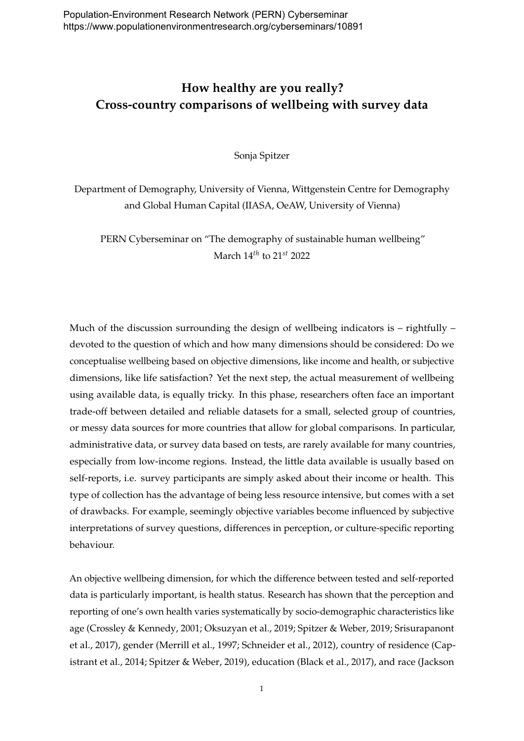Population-Environment Research Network (PERN) Cyberseminar
https://www.populationenvironmentresearch.org/cyberseminars/10891

# How healthy are you really? Cross-country comparisons of wellbeing with survey data

Sonja Spitzer

Department of Demography, University of Vienna, Wittgenstein Centre for Demography and Global Human Capital (IIASA, OeAW, University of Vienna)

PERN Cyberseminar on "The demography of sustainable human wellbeing"
March 14$^{th}$ to 21$^{st}$ 2022

Much of the discussion surrounding the design of wellbeing indicators is – rightfully – devoted to the question of which and how many dimensions should be considered: Do we conceptualise wellbeing based on objective dimensions, like income and health, or subjective dimensions, like life satisfaction? Yet the next step, the actual measurement of wellbeing using available data, is equally tricky. In this phase, researchers often face an important trade-off between detailed and reliable datasets for a small, selected group of countries, or messy data sources for more countries that allow for global comparisons. In particular, administrative data, or survey data based on tests, are rarely available for many countries, especially from low-income regions. Instead, the little data available is usually based on self-reports, i.e. survey participants are simply asked about their income or health. This type of collection has the advantage of being less resource intensive, but comes with a set of drawbacks. For example, seemingly objective variables become influenced by subjective interpretations of survey questions, differences in perception, or culture-specific reporting behaviour.

An objective wellbeing dimension, for which the difference between tested and self-reported data is particularly important, is health status. Research has shown that the perception and reporting of one's own health varies systematically by socio-demographic characteristics like age (Crossley & Kennedy, 2001; Oksuzyan et al., 2019; Spitzer & Weber, 2019; Srisurapanont et al., 2017), gender (Merrill et al., 1997; Schneider et al., 2012), country of residence (Capistrant et al., 2014; Spitzer & Weber, 2019), education (Black et al., 2017), and race (Jackson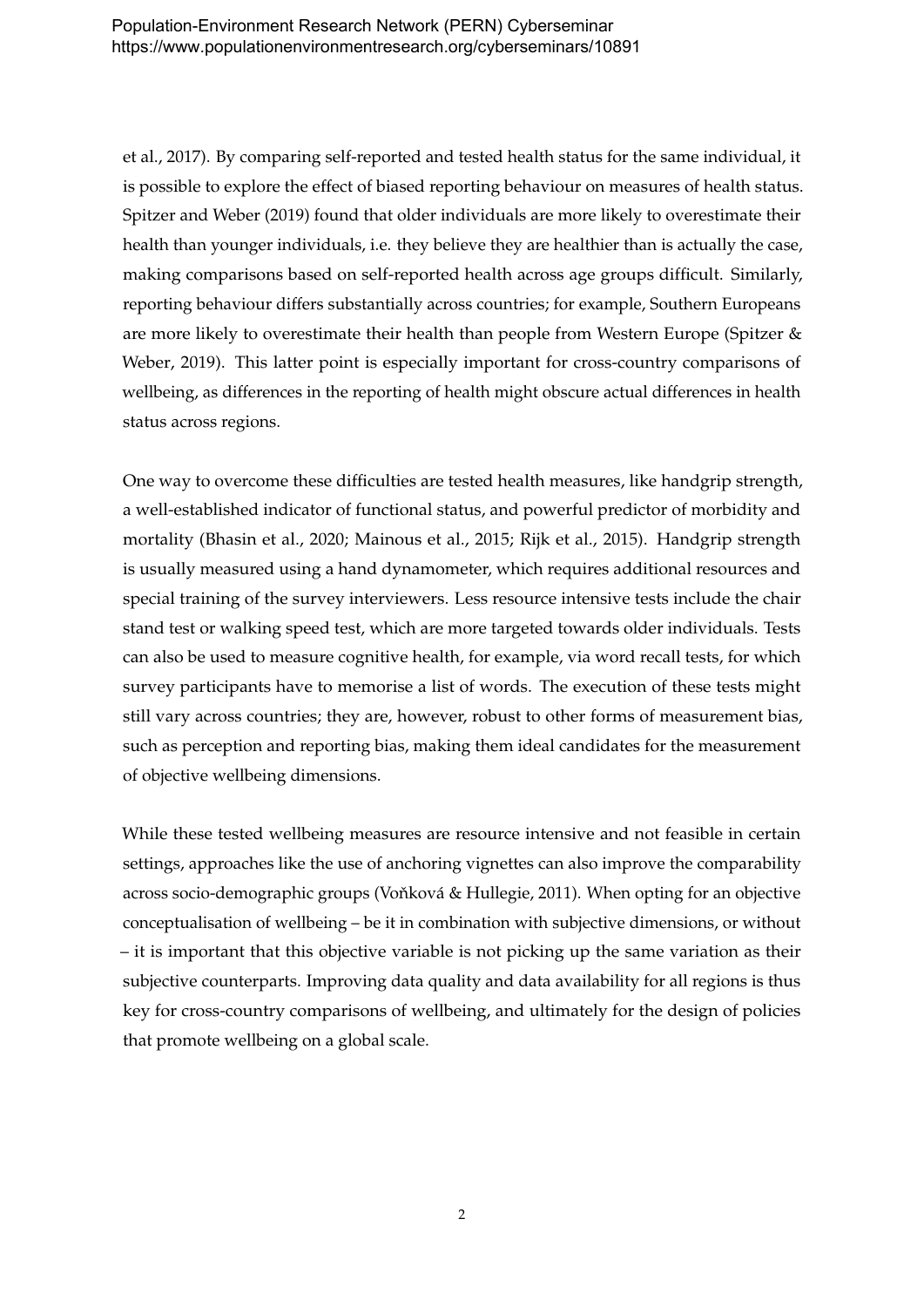et al., 2017). By comparing self-reported and tested health status for the same individual, it is possible to explore the effect of biased reporting behaviour on measures of health status. Spitzer and Weber (2019) found that older individuals are more likely to overestimate their health than younger individuals, i.e. they believe they are healthier than is actually the case, making comparisons based on self-reported health across age groups difficult. Similarly, reporting behaviour differs substantially across countries; for example, Southern Europeans are more likely to overestimate their health than people from Western Europe (Spitzer & Weber, 2019). This latter point is especially important for cross-country comparisons of wellbeing, as differences in the reporting of health might obscure actual differences in health status across regions.

One way to overcome these difficulties are tested health measures, like handgrip strength, a well-established indicator of functional status, and powerful predictor of morbidity and mortality (Bhasin et al., 2020; Mainous et al., 2015; Rijk et al., 2015). Handgrip strength is usually measured using a hand dynamometer, which requires additional resources and special training of the survey interviewers. Less resource intensive tests include the chair stand test or walking speed test, which are more targeted towards older individuals. Tests can also be used to measure cognitive health, for example, via word recall tests, for which survey participants have to memorise a list of words. The execution of these tests might still vary across countries; they are, however, robust to other forms of measurement bias, such as perception and reporting bias, making them ideal candidates for the measurement of objective wellbeing dimensions.

While these tested wellbeing measures are resource intensive and not feasible in certain settings, approaches like the use of anchoring vignettes can also improve the comparability across socio-demographic groups (Voňková & Hullegie, 2011). When opting for an objective conceptualisation of wellbeing – be it in combination with subjective dimensions, or without – it is important that this objective variable is not picking up the same variation as their subjective counterparts. Improving data quality and data availability for all regions is thus key for cross-country comparisons of wellbeing, and ultimately for the design of policies that promote wellbeing on a global scale.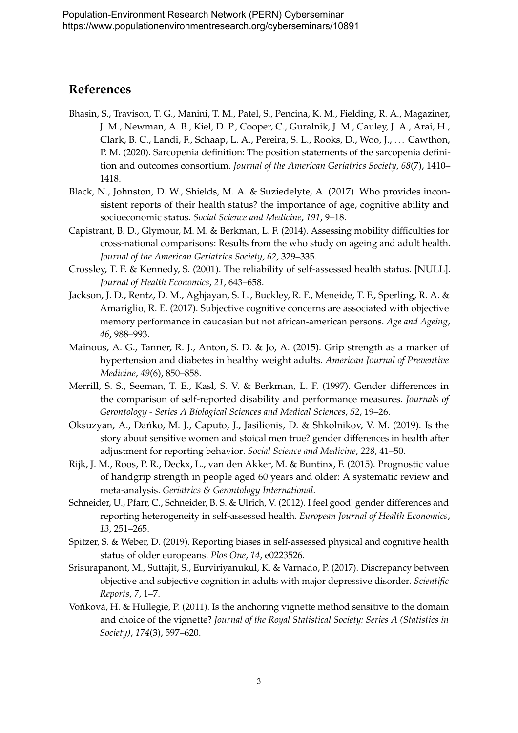## References

Bhasin, S., Travison, T. G., Manini, T. M., Patel, S., Pencina, K. M., Fielding, R. A., Magaziner, J. M., Newman, A. B., Kiel, D. P., Cooper, C., Guralnik, J. M., Cauley, J. A., Arai, H., Clark, B. C., Landi, F., Schaap, L. A., Pereira, S. L., Rooks, D., Woo, J., … Cawthon, P. M. (2020). Sarcopenia definition: The position statements of the sarcopenia definition and outcomes consortium. *Journal of the American Geriatrics Society*, *68*(7), 1410–1418.

Black, N., Johnston, D. W., Shields, M. A. & Suziedelyte, A. (2017). Who provides inconsistent reports of their health status? the importance of age, cognitive ability and socioeconomic status. *Social Science and Medicine*, *191*, 9–18.

Capistrant, B. D., Glymour, M. M. & Berkman, L. F. (2014). Assessing mobility difficulties for cross-national comparisons: Results from the who study on ageing and adult health. *Journal of the American Geriatrics Society*, *62*, 329–335.

Crossley, T. F. & Kennedy, S. (2001). The reliability of self-assessed health status. [NULL]. *Journal of Health Economics*, *21*, 643–658.

Jackson, J. D., Rentz, D. M., Aghjayan, S. L., Buckley, R. F., Meneide, T. F., Sperling, R. A. & Amariglio, R. E. (2017). Subjective cognitive concerns are associated with objective memory performance in caucasian but not african-american persons. *Age and Ageing*, *46*, 988–993.

Mainous, A. G., Tanner, R. J., Anton, S. D. & Jo, A. (2015). Grip strength as a marker of hypertension and diabetes in healthy weight adults. *American Journal of Preventive Medicine*, *49*(6), 850–858.

Merrill, S. S., Seeman, T. E., Kasl, S. V. & Berkman, L. F. (1997). Gender differences in the comparison of self-reported disability and performance measures. *Journals of Gerontology - Series A Biological Sciences and Medical Sciences*, *52*, 19–26.

Oksuzyan, A., Dańko, M. J., Caputo, J., Jasilionis, D. & Shkolnikov, V. M. (2019). Is the story about sensitive women and stoical men true? gender differences in health after adjustment for reporting behavior. *Social Science and Medicine*, *228*, 41–50.

Rijk, J. M., Roos, P. R., Deckx, L., van den Akker, M. & Buntinx, F. (2015). Prognostic value of handgrip strength in people aged 60 years and older: A systematic review and meta-analysis. *Geriatrics & Gerontology International*.

Schneider, U., Pfarr, C., Schneider, B. S. & Ulrich, V. (2012). I feel good! gender differences and reporting heterogeneity in self-assessed health. *European Journal of Health Economics*, *13*, 251–265.

Spitzer, S. & Weber, D. (2019). Reporting biases in self-assessed physical and cognitive health status of older europeans. *Plos One*, *14*, e0223526.

Srisurapanont, M., Suttajit, S., Eurviriyanukul, K. & Varnado, P. (2017). Discrepancy between objective and subjective cognition in adults with major depressive disorder. *Scientific Reports*, *7*, 1–7.

Voňková, H. & Hullegie, P. (2011). Is the anchoring vignette method sensitive to the domain and choice of the vignette? *Journal of the Royal Statistical Society: Series A (Statistics in Society)*, *174*(3), 597–620.